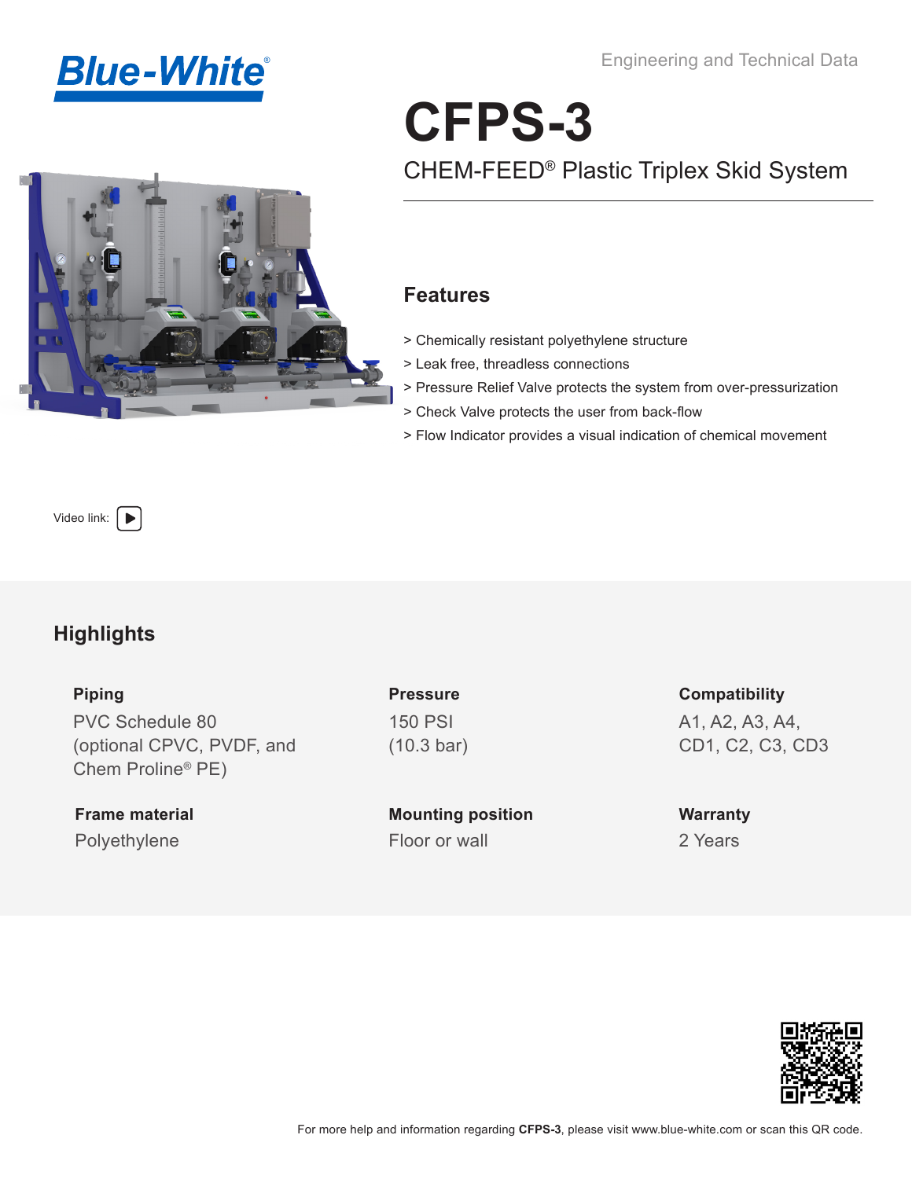Blue-White®

Engineering and Technical Data

# CFPS-3

## CHEM-FEED® Plastic Triplex Skid System

### Features

> Chemically resistant polyethylene structure
> Leak free, threadless connections
> Pressure Relief Valve protects the system from over-pressurization
> Check Valve protects the user from back-flow
> Flow Indicator provides a visual indication of chemical movement

Video link:

## Highlights

**Piping**
PVC Schedule 80 (optional CPVC, PVDF, and Chem Proline® PE)

**Pressure**
150 PSI (10.3 bar)

**Compatibility**
A1, A2, A3, A4, CD1, C2, C3, CD3

**Frame material**
Polyethylene

**Mounting position**
Floor or wall

**Warranty**
2 Years

For more help and information regarding **CFPS-3**, please visit www.blue-white.com or scan this QR code.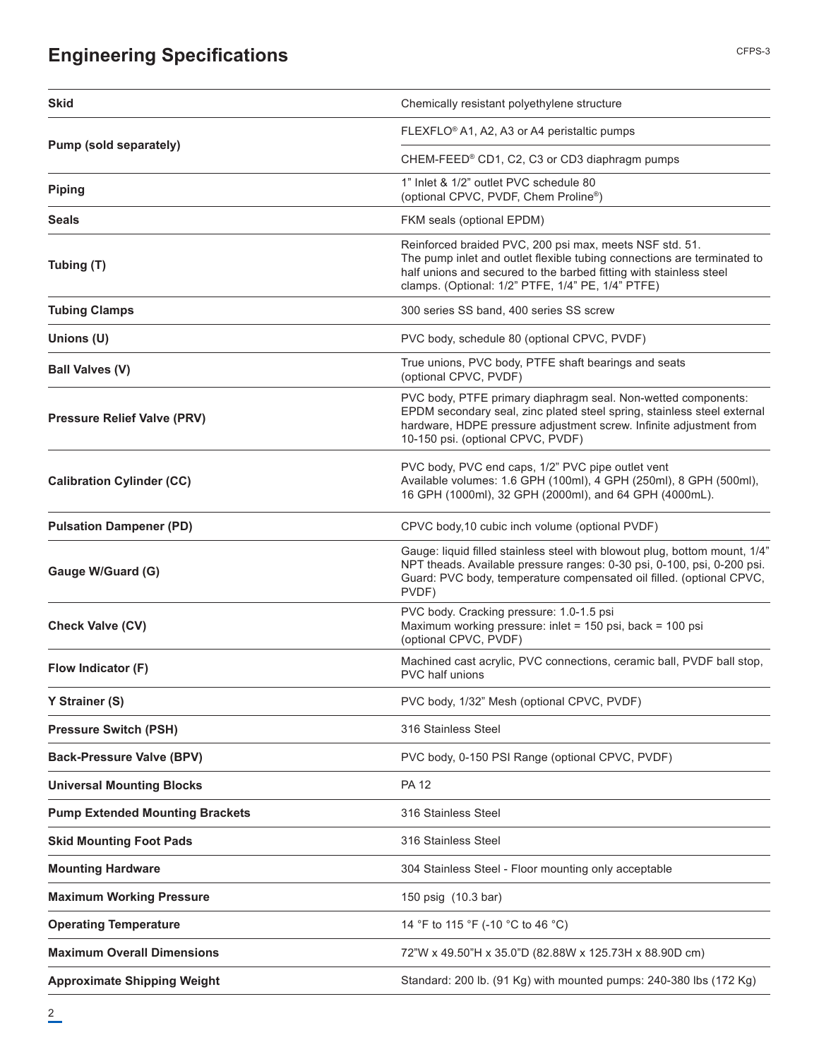## Engineering Specifications

| | |
|---|---|
| **Skid** | Chemically resistant polyethylene structure |
| **Pump (sold separately)** | FLEXFLO® A1, A2, A3 or A4 peristaltic pumps<br>CHEM-FEED® CD1, C2, C3 or CD3 diaphragm pumps |
| **Piping** | 1" Inlet & 1/2" outlet PVC schedule 80 (optional CPVC, PVDF, Chem Proline®) |
| **Seals** | FKM seals (optional EPDM) |
| **Tubing (T)** | Reinforced braided PVC, 200 psi max, meets NSF std. 51. The pump inlet and outlet flexible tubing connections are terminated to half unions and secured to the barbed fitting with stainless steel clamps. (Optional: 1/2" PTFE, 1/4" PE, 1/4" PTFE) |
| **Tubing Clamps** | 300 series SS band, 400 series SS screw |
| **Unions (U)** | PVC body, schedule 80 (optional CPVC, PVDF) |
| **Ball Valves (V)** | True unions, PVC body, PTFE shaft bearings and seats (optional CPVC, PVDF) |
| **Pressure Relief Valve (PRV)** | PVC body, PTFE primary diaphragm seal. Non-wetted components: EPDM secondary seal, zinc plated steel spring, stainless steel external hardware, HDPE pressure adjustment screw. Infinite adjustment from 10-150 psi. (optional CPVC, PVDF) |
| **Calibration Cylinder (CC)** | PVC body, PVC end caps, 1/2" PVC pipe outlet vent<br>Available volumes: 1.6 GPH (100ml), 4 GPH (250ml), 8 GPH (500ml), 16 GPH (1000ml), 32 GPH (2000ml), and 64 GPH (4000mL). |
| **Pulsation Dampener (PD)** | CPVC body,10 cubic inch volume (optional PVDF) |
| **Gauge W/Guard (G)** | Gauge: liquid filled stainless steel with blowout plug, bottom mount, 1/4" NPT theads. Available pressure ranges: 0-30 psi, 0-100, psi, 0-200 psi. Guard: PVC body, temperature compensated oil filled. (optional CPVC, PVDF) |
| **Check Valve (CV)** | PVC body. Cracking pressure: 1.0-1.5 psi<br>Maximum working pressure: inlet = 150 psi, back = 100 psi (optional CPVC, PVDF) |
| **Flow Indicator (F)** | Machined cast acrylic, PVC connections, ceramic ball, PVDF ball stop, PVC half unions |
| **Y Strainer (S)** | PVC body, 1/32" Mesh (optional CPVC, PVDF) |
| **Pressure Switch (PSH)** | 316 Stainless Steel |
| **Back-Pressure Valve (BPV)** | PVC body, 0-150 PSI Range (optional CPVC, PVDF) |
| **Universal Mounting Blocks** | PA 12 |
| **Pump Extended Mounting Brackets** | 316 Stainless Steel |
| **Skid Mounting Foot Pads** | 316 Stainless Steel |
| **Mounting Hardware** | 304 Stainless Steel - Floor mounting only acceptable |
| **Maximum Working Pressure** | 150 psig (10.3 bar) |
| **Operating Temperature** | 14 °F to 115 °F (-10 °C to 46 °C) |
| **Maximum Overall Dimensions** | 72"W x 49.50"H x 35.0"D (82.88W x 125.73H x 88.90D cm) |
| **Approximate Shipping Weight** | Standard: 200 lb. (91 Kg) with mounted pumps: 240-380 lbs (172 Kg) |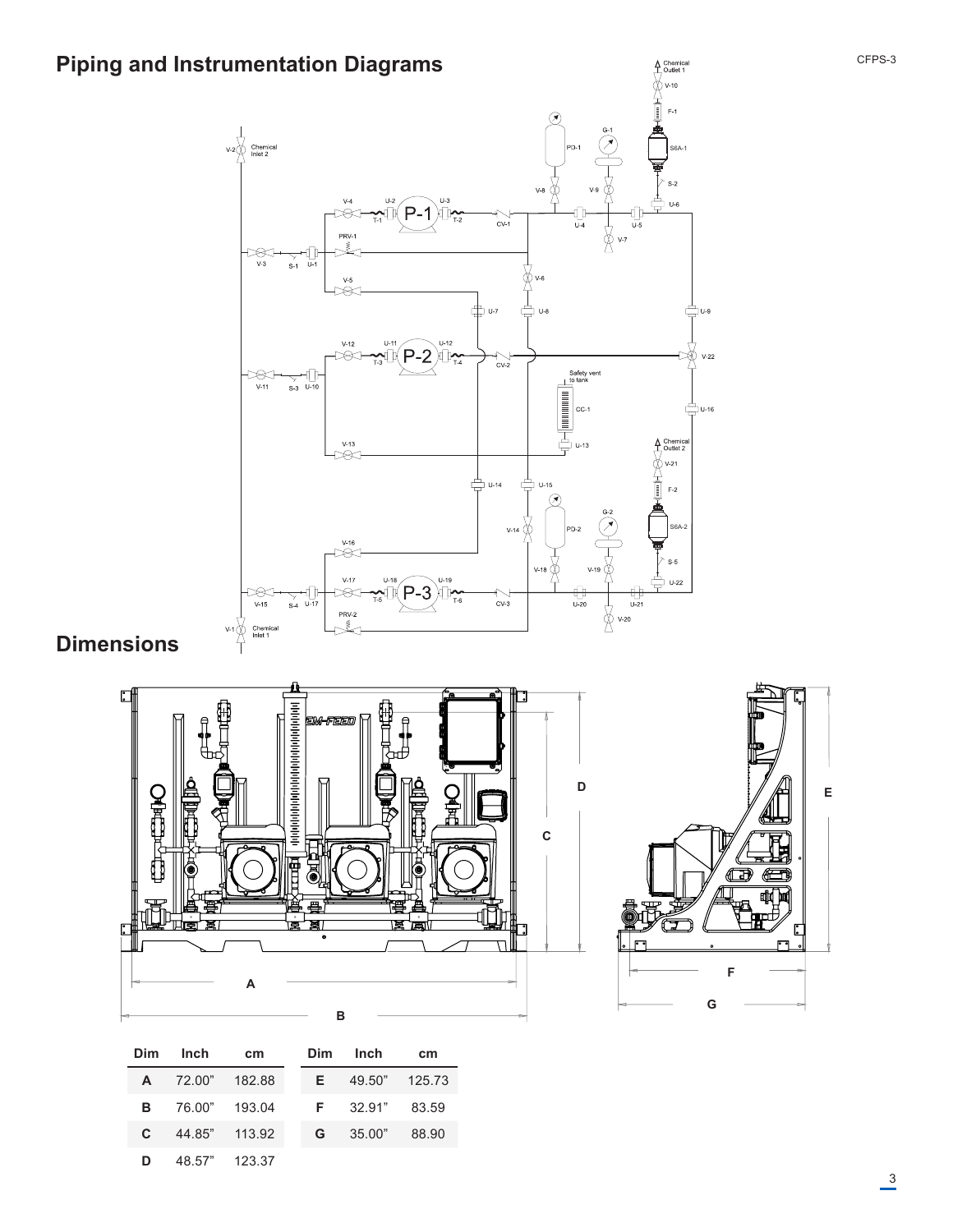## Piping and Instrumentation Diagrams

## Dimensions

| Dim | Inch | cm | Dim | Inch | cm |
| --- | --- | --- | --- | --- | --- |
| A | 72.00" | 182.88 | E | 49.50" | 125.73 |
| B | 76.00" | 193.04 | F | 32.91" | 83.59 |
| C | 44.85" | 113.92 | G | 35.00" | 88.90 |
| D | 48.57" | 123.37 | | | |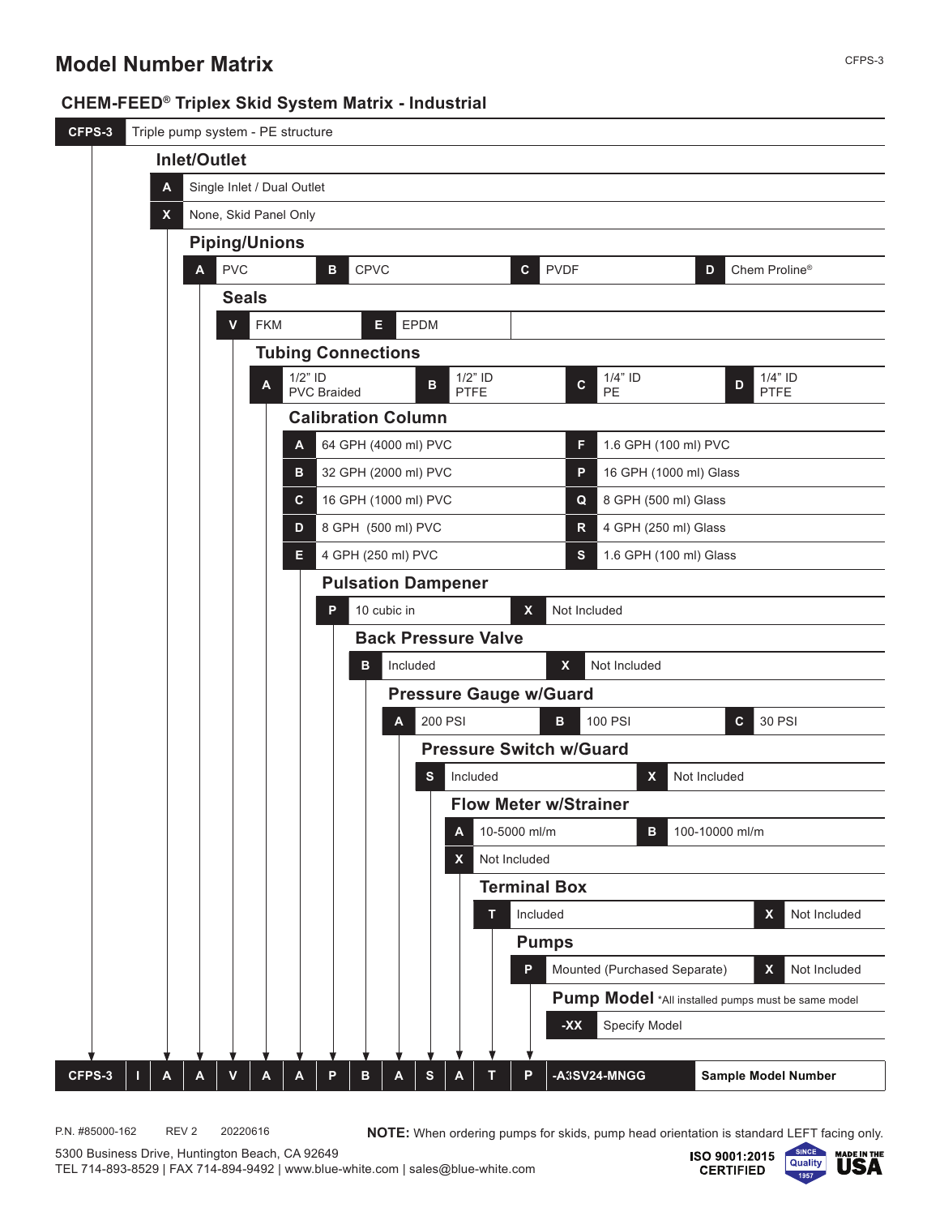# Model Number Matrix

## CHEM-FEED® Triplex Skid System Matrix - Industrial

| | |
|---|---|
| **CFPS-3** | Triple pump system - PE structure |

### Inlet/Outlet

| | |
|---|---|
| **A** | Single Inlet / Dual Outlet |
| **X** | None, Skid Panel Only |

### Piping/Unions

| | | | | | | | |
|---|---|---|---|---|---|---|---|
| **A** | PVC | **B** | CPVC | **C** | PVDF | **D** | Chem Proline® |

### Seals

| | | | |
|---|---|---|---|
| **V** | FKM | **E** | EPDM |

### Tubing Connections

| | | | | | | | |
|---|---|---|---|---|---|---|---|
| **A** | 1/2" ID PVC Braided | **B** | 1/2" ID PTFE | **C** | 1/4" ID PE | **D** | 1/4" ID PTFE |

### Calibration Column

| | | | |
|---|---|---|---|
| **A** | 64 GPH (4000 ml) PVC | **F** | 1.6 GPH (100 ml) PVC |
| **B** | 32 GPH (2000 ml) PVC | **P** | 16 GPH (1000 ml) Glass |
| **C** | 16 GPH (1000 ml) PVC | **Q** | 8 GPH (500 ml) Glass |
| **D** | 8 GPH (500 ml) PVC | **R** | 4 GPH (250 ml) Glass |
| **E** | 4 GPH (250 ml) PVC | **S** | 1.6 GPH (100 ml) Glass |

### Pulsation Dampener

| | | | |
|---|---|---|---|
| **P** | 10 cubic in | **X** | Not Included |

### Back Pressure Valve

| | | | |
|---|---|---|---|
| **B** | Included | **X** | Not Included |

### Pressure Gauge w/Guard

| | | | | | |
|---|---|---|---|---|---|
| **A** | 200 PSI | **B** | 100 PSI | **C** | 30 PSI |

### Pressure Switch w/Guard

| | | | |
|---|---|---|---|
| **S** | Included | **X** | Not Included |

### Flow Meter w/Strainer

| | | | |
|---|---|---|---|
| **A** | 10-5000 ml/m | **B** | 100-10000 ml/m |
| **X** | Not Included | | |

### Terminal Box

| | | | |
|---|---|---|---|
| **T** | Included | **X** | Not Included |

### Pumps

| | | | |
|---|---|---|---|
| **P** | Mounted (Purchased Separate) | **X** | Not Included |

### Pump Model *All installed pumps must be same model

| | |
|---|---|
| **-XX** | Specify Model |

| | | | | | | | | | | | | | | | |
|---|---|---|---|---|---|---|---|---|---|---|---|---|---|---|---|
| **CFPS-3** | **I** | **A** | **A** | **V** | **A** | **A** | **P** | **B** | **A** | **S** | **A** | **T** | **P** | **-A3SV24-MNGG** | **Sample Model Number** |

P.N. #85000-162 REV 2 20220616

**NOTE:** When ordering pumps for skids, pump head orientation is standard LEFT facing only.

5300 Business Drive, Huntington Beach, CA 92649
TEL 714-893-8529 | FAX 714-894-9492 | www.blue-white.com | sales@blue-white.com

ISO 9001:2015 CERTIFIED

SINCE Quality 1957

MADE IN THE USA